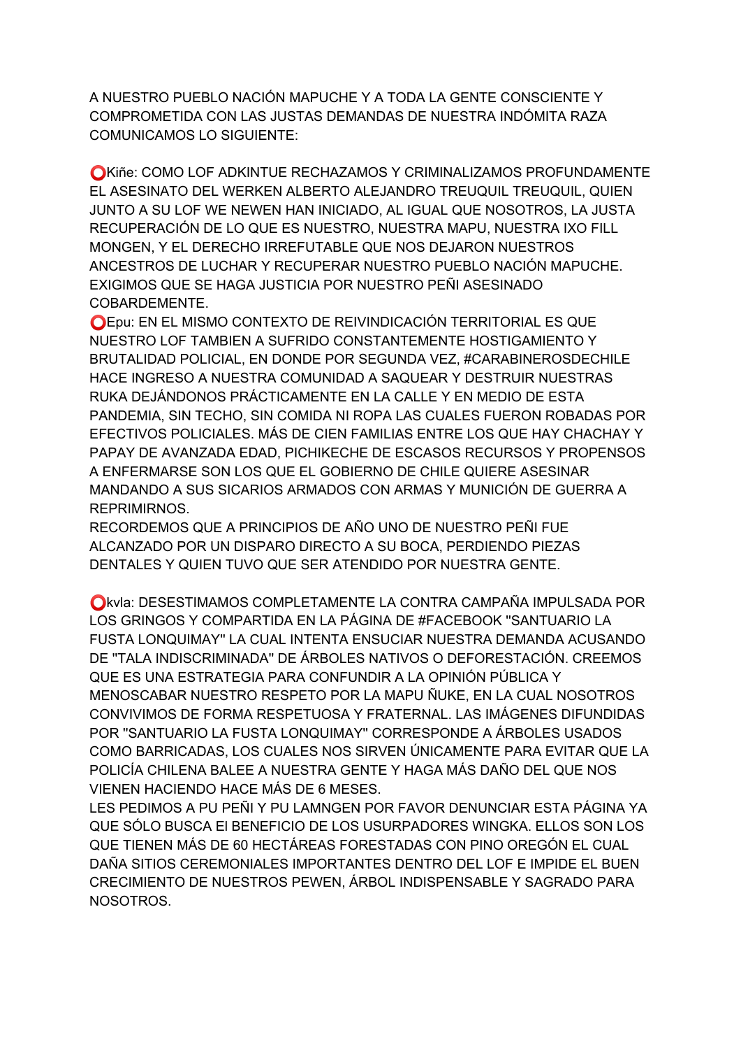A NUESTRO PUEBLO NACIÓN MAPUCHE Y A TODA LA GENTE CONSCIENTE Y COMPROMETIDA CON LAS JUSTAS DEMANDAS DE NUESTRA INDÓMITA RAZA COMUNICAMOS LO SIGUIENTE:

⭕Kiñe: COMO LOF ADKINTUE RECHAZAMOS Y CRIMINALIZAMOS PROFUNDAMENTE EL ASESINATO DEL WERKEN ALBERTO ALEJANDRO TREUQUIL TREUQUIL, QUIEN JUNTO A SU LOF WE NEWEN HAN INICIADO, AL IGUAL QUE NOSOTROS, LA JUSTA RECUPERACIÓN DE LO QUE ES NUESTRO, NUESTRA MAPU, NUESTRA IXO FILL MONGEN, Y EL DERECHO IRREFUTABLE QUE NOS DEJARON NUESTROS ANCESTROS DE LUCHAR Y RECUPERAR NUESTRO PUEBLO NACIÓN MAPUCHE. EXIGIMOS QUE SE HAGA JUSTICIA POR NUESTRO PEÑI ASESINADO COBARDEMENTE.

⭕Epu: EN EL MISMO CONTEXTO DE REIVINDICACIÓN TERRITORIAL ES QUE NUESTRO LOF TAMBIEN A SUFRIDO CONSTANTEMENTE HOSTIGAMIENTO Y BRUTALIDAD POLICIAL, EN DONDE POR SEGUNDA VEZ, #CARABINEROSDECHILE HACE INGRESO A NUESTRA COMUNIDAD A SAQUEAR Y DESTRUIR NUESTRAS RUKA DEJÁNDONOS PRÁCTICAMENTE EN LA CALLE Y EN MEDIO DE ESTA PANDEMIA, SIN TECHO, SIN COMIDA NI ROPA LAS CUALES FUERON ROBADAS POR EFECTIVOS POLICIALES. MÁS DE CIEN FAMILIAS ENTRE LOS QUE HAY CHACHAY Y PAPAY DE AVANZADA EDAD, PICHIKECHE DE ESCASOS RECURSOS Y PROPENSOS A ENFERMARSE SON LOS QUE EL GOBIERNO DE CHILE QUIERE ASESINAR MANDANDO A SUS SICARIOS ARMADOS CON ARMAS Y MUNICIÓN DE GUERRA A REPRIMIRNOS.

RECORDEMOS QUE A PRINCIPIOS DE AÑO UNO DE NUESTRO PEÑI FUE ALCANZADO POR UN DISPARO DIRECTO A SU BOCA, PERDIENDO PIEZAS DENTALES Y QUIEN TUVO QUE SER ATENDIDO POR NUESTRA GENTE.

⭕kvla: DESESTIMAMOS COMPLETAMENTE LA CONTRA CAMPAÑA IMPULSADA POR LOS GRINGOS Y COMPARTIDA EN LA PÁGINA DE #FACEBOOK "SANTUARIO LA FUSTA LONQUIMAY" LA CUAL INTENTA ENSUCIAR NUESTRA DEMANDA ACUSANDO DE "TALA INDISCRIMINADA" DE ÁRBOLES NATIVOS O DEFORESTACIÓN. CREEMOS QUE ES UNA ESTRATEGIA PARA CONFUNDIR A LA OPINIÓN PÚBLICA Y MENOSCABAR NUESTRO RESPETO POR LA MAPU ÑUKE, EN LA CUAL NOSOTROS CONVIVIMOS DE FORMA RESPETUOSA Y FRATERNAL. LAS IMÁGENES DIFUNDIDAS POR "SANTUARIO LA FUSTA LONQUIMAY" CORRESPONDE A ÁRBOLES USADOS COMO BARRICADAS, LOS CUALES NOS SIRVEN ÚNICAMENTE PARA EVITAR QUE LA POLICÍA CHILENA BALEE A NUESTRA GENTE Y HAGA MÁS DAÑO DEL QUE NOS VIENEN HACIENDO HACE MÁS DE 6 MESES.

LES PEDIMOS A PU PEÑI Y PU LAMNGEN POR FAVOR DENUNCIAR ESTA PÁGINA YA QUE SÓLO BUSCA El BENEFICIO DE LOS USURPADORES WINGKA. ELLOS SON LOS QUE TIENEN MÁS DE 60 HECTÁREAS FORESTADAS CON PINO OREGÓN EL CUAL DAÑA SITIOS CEREMONIALES IMPORTANTES DENTRO DEL LOF E IMPIDE EL BUEN CRECIMIENTO DE NUESTROS PEWEN, ÁRBOL INDISPENSABLE Y SAGRADO PARA NOSOTROS.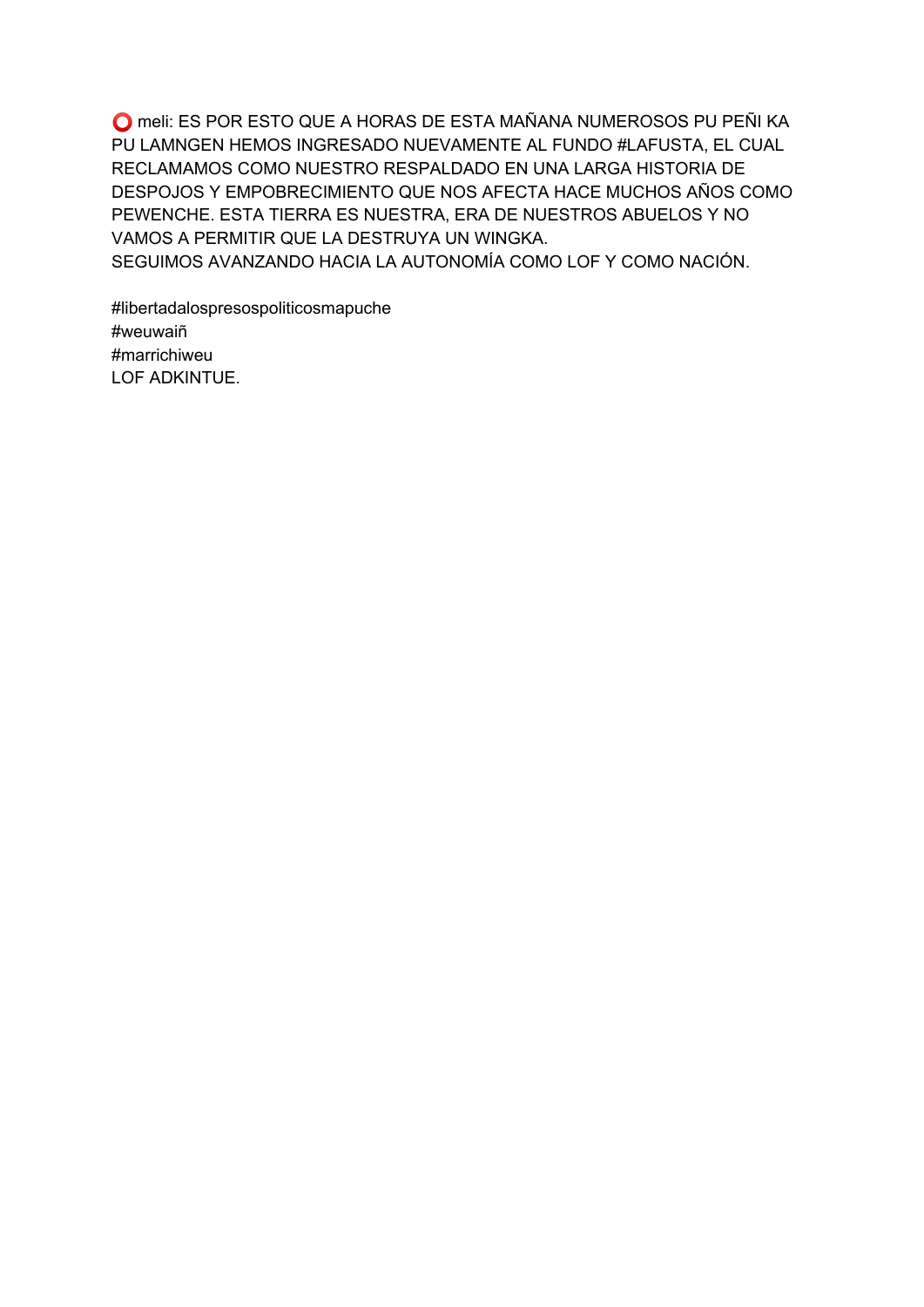⭕ meli: ES POR ESTO QUE A HORAS DE ESTA MAÑANA NUMEROSOS PU PEÑI KA PU LAMNGEN HEMOS INGRESADO NUEVAMENTE AL FUNDO #LAFUSTA, EL CUAL RECLAMAMOS COMO NUESTRO RESPALDADO EN UNA LARGA HISTORIA DE DESPOJOS Y EMPOBRECIMIENTO QUE NOS AFECTA HACE MUCHOS AÑOS COMO PEWENCHE. ESTA TIERRA ES NUESTRA, ERA DE NUESTROS ABUELOS Y NO VAMOS A PERMITIR QUE LA DESTRUYA UN WINGKA.
SEGUIMOS AVANZANDO HACIA LA AUTONOMÍA COMO LOF Y COMO NACIÓN.

#libertadalospresospoliticosmapuche
#weuwaiñ
#marrichiweu
LOF ADKINTUE.